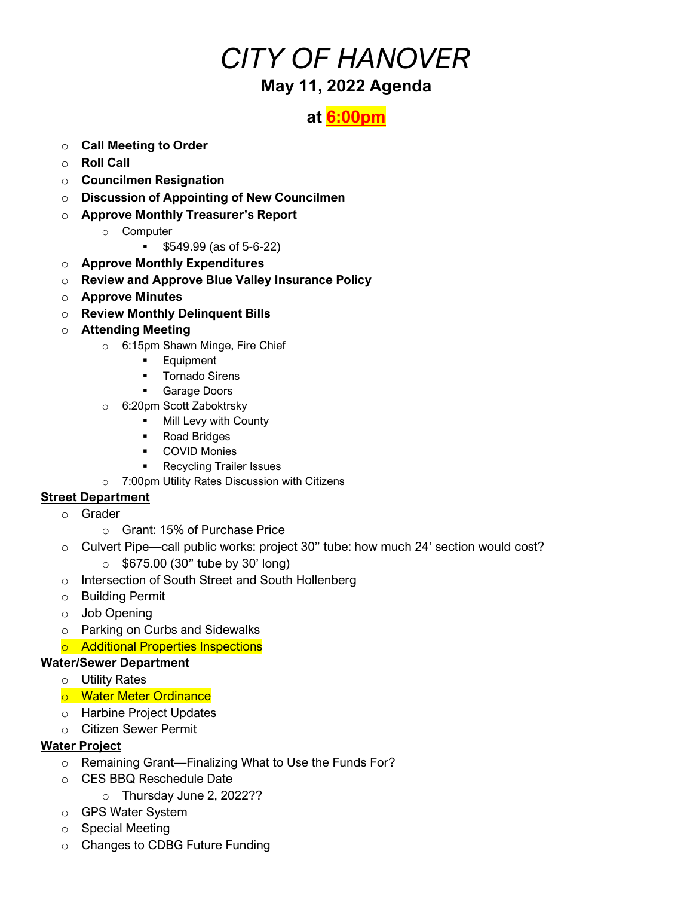# *CITY OF HANOVER*

## May 11, 2022 Agenda

## at 6:00pm

- **Call Meeting to Order**
- **Roll Call**
- **Councilmen Resignation**
- **Discussion of Appointing of New Councilmen**
- **Approve Monthly Treasurer's Report**
  - Computer
    - $549.99 (as of 5-6-22)
- **Approve Monthly Expenditures**
- **Review and Approve Blue Valley Insurance Policy**
- **Approve Minutes**
- **Review Monthly Delinquent Bills**
- **Attending Meeting**
  - 6:15pm Shawn Minge, Fire Chief
    - Equipment
    - Tornado Sirens
    - Garage Doors
  - 6:20pm Scott Zaboktrsky
    - Mill Levy with County
    - Road Bridges
    - COVID Monies
    - Recycling Trailer Issues
  - 7:00pm Utility Rates Discussion with Citizens

**Street Department**

- Grader
  - Grant: 15% of Purchase Price
- Culvert Pipe—call public works: project 30" tube: how much 24' section would cost?
  - $675.00 (30" tube by 30' long)
- Intersection of South Street and South Hollenberg
- Building Permit
- Job Opening
- Parking on Curbs and Sidewalks
- Additional Properties Inspections

**Water/Sewer Department**

- Utility Rates
- Water Meter Ordinance
- Harbine Project Updates
- Citizen Sewer Permit

**Water Project**

- Remaining Grant—Finalizing What to Use the Funds For?
- CES BBQ Reschedule Date
  - Thursday June 2, 2022??
- GPS Water System
- Special Meeting
- Changes to CDBG Future Funding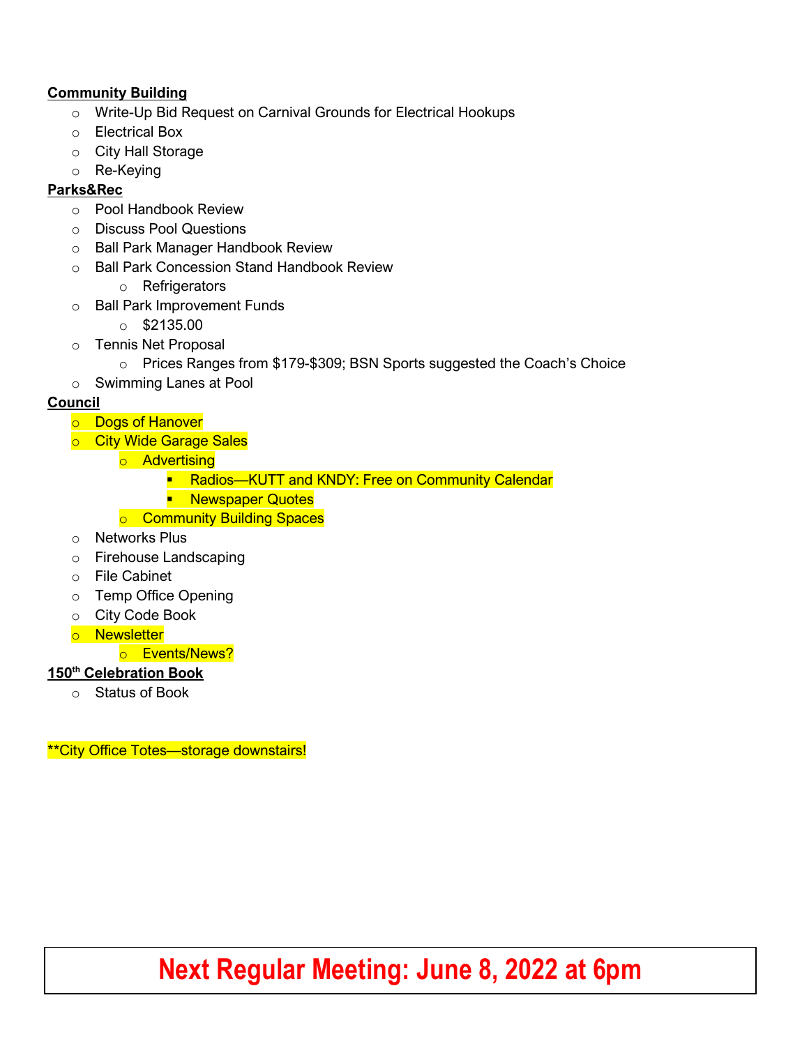**Community Building**

- Write-Up Bid Request on Carnival Grounds for Electrical Hookups
- Electrical Box
- City Hall Storage
- Re-Keying

**Parks&Rec**

- Pool Handbook Review
- Discuss Pool Questions
- Ball Park Manager Handbook Review
- Ball Park Concession Stand Handbook Review
  - Refrigerators
- Ball Park Improvement Funds
  - $2135.00
- Tennis Net Proposal
  - Prices Ranges from $179-$309; BSN Sports suggested the Coach's Choice
- Swimming Lanes at Pool

**Council**

- Dogs of Hanover
- City Wide Garage Sales
  - Advertising
    - Radios—KUTT and KNDY: Free on Community Calendar
    - Newspaper Quotes
  - Community Building Spaces
- Networks Plus
- Firehouse Landscaping
- File Cabinet
- Temp Office Opening
- City Code Book
- Newsletter
  - Events/News?

**150th Celebration Book**

- Status of Book

**City Office Totes—storage downstairs!

## Next Regular Meeting: June 8, 2022 at 6pm